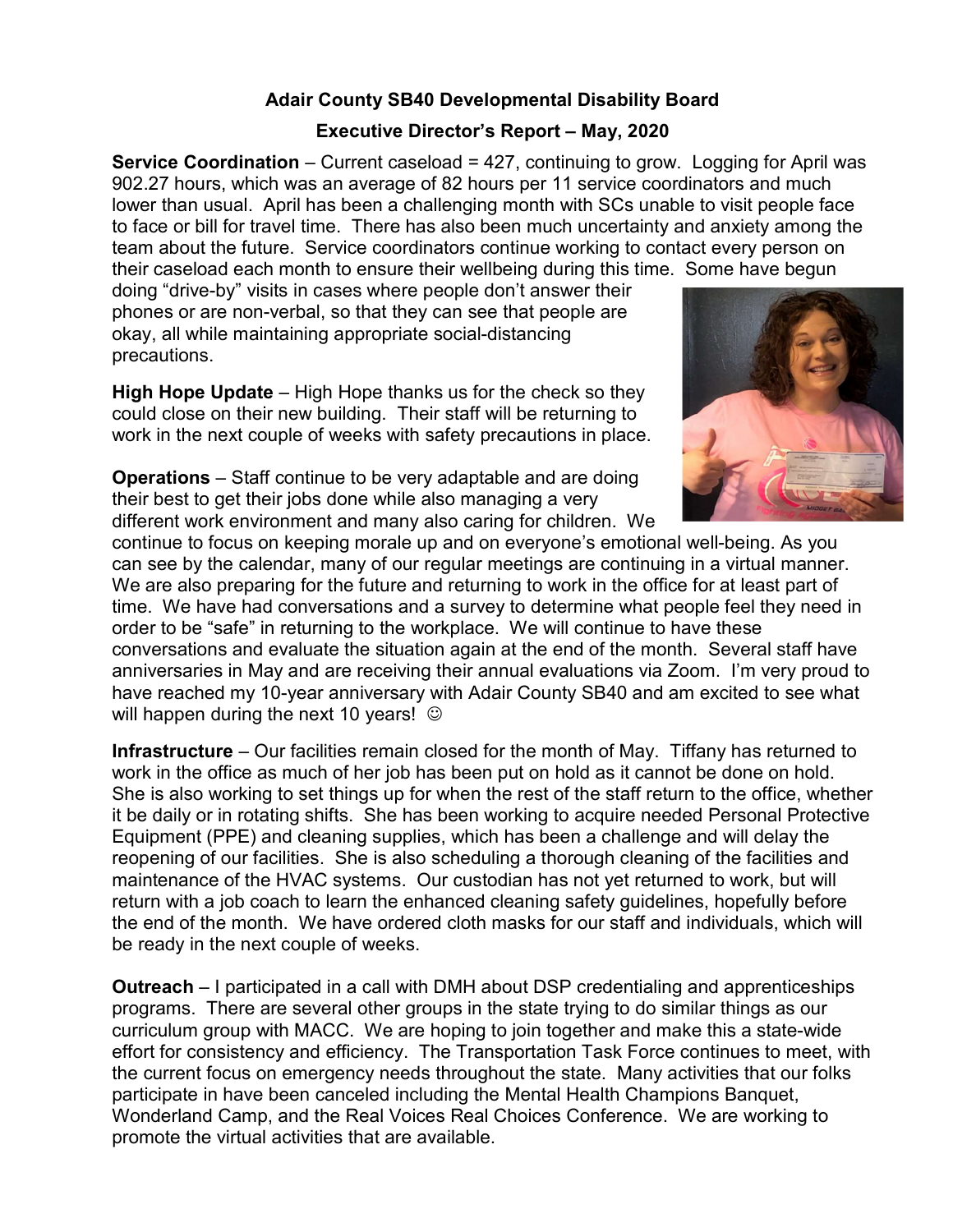**Adair County SB40 Developmental Disability Board**

**Executive Director's Report – May, 2020**

**Service Coordination** – Current caseload = 427, continuing to grow. Logging for April was 902.27 hours, which was an average of 82 hours per 11 service coordinators and much lower than usual. April has been a challenging month with SCs unable to visit people face to face or bill for travel time. There has also been much uncertainty and anxiety among the team about the future. Service coordinators continue working to contact every person on their caseload each month to ensure their wellbeing during this time. Some have begun doing "drive-by" visits in cases where people don't answer their phones or are non-verbal, so that they can see that people are okay, all while maintaining appropriate social-distancing precautions.

**High Hope Update** – High Hope thanks us for the check so they could close on their new building. Their staff will be returning to work in the next couple of weeks with safety precautions in place.

**Operations** – Staff continue to be very adaptable and are doing their best to get their jobs done while also managing a very different work environment and many also caring for children. We continue to focus on keeping morale up and on everyone's emotional well-being. As you can see by the calendar, many of our regular meetings are continuing in a virtual manner. We are also preparing for the future and returning to work in the office for at least part of time. We have had conversations and a survey to determine what people feel they need in order to be "safe" in returning to the workplace. We will continue to have these conversations and evaluate the situation again at the end of the month. Several staff have anniversaries in May and are receiving their annual evaluations via Zoom. I'm very proud to have reached my 10-year anniversary with Adair County SB40 and am excited to see what will happen during the next 10 years! ☺

**Infrastructure** – Our facilities remain closed for the month of May. Tiffany has returned to work in the office as much of her job has been put on hold as it cannot be done on hold. She is also working to set things up for when the rest of the staff return to the office, whether it be daily or in rotating shifts. She has been working to acquire needed Personal Protective Equipment (PPE) and cleaning supplies, which has been a challenge and will delay the reopening of our facilities. She is also scheduling a thorough cleaning of the facilities and maintenance of the HVAC systems. Our custodian has not yet returned to work, but will return with a job coach to learn the enhanced cleaning safety guidelines, hopefully before the end of the month. We have ordered cloth masks for our staff and individuals, which will be ready in the next couple of weeks.

**Outreach** – I participated in a call with DMH about DSP credentialing and apprenticeships programs. There are several other groups in the state trying to do similar things as our curriculum group with MACC. We are hoping to join together and make this a state-wide effort for consistency and efficiency. The Transportation Task Force continues to meet, with the current focus on emergency needs throughout the state. Many activities that our folks participate in have been canceled including the Mental Health Champions Banquet, Wonderland Camp, and the Real Voices Real Choices Conference. We are working to promote the virtual activities that are available.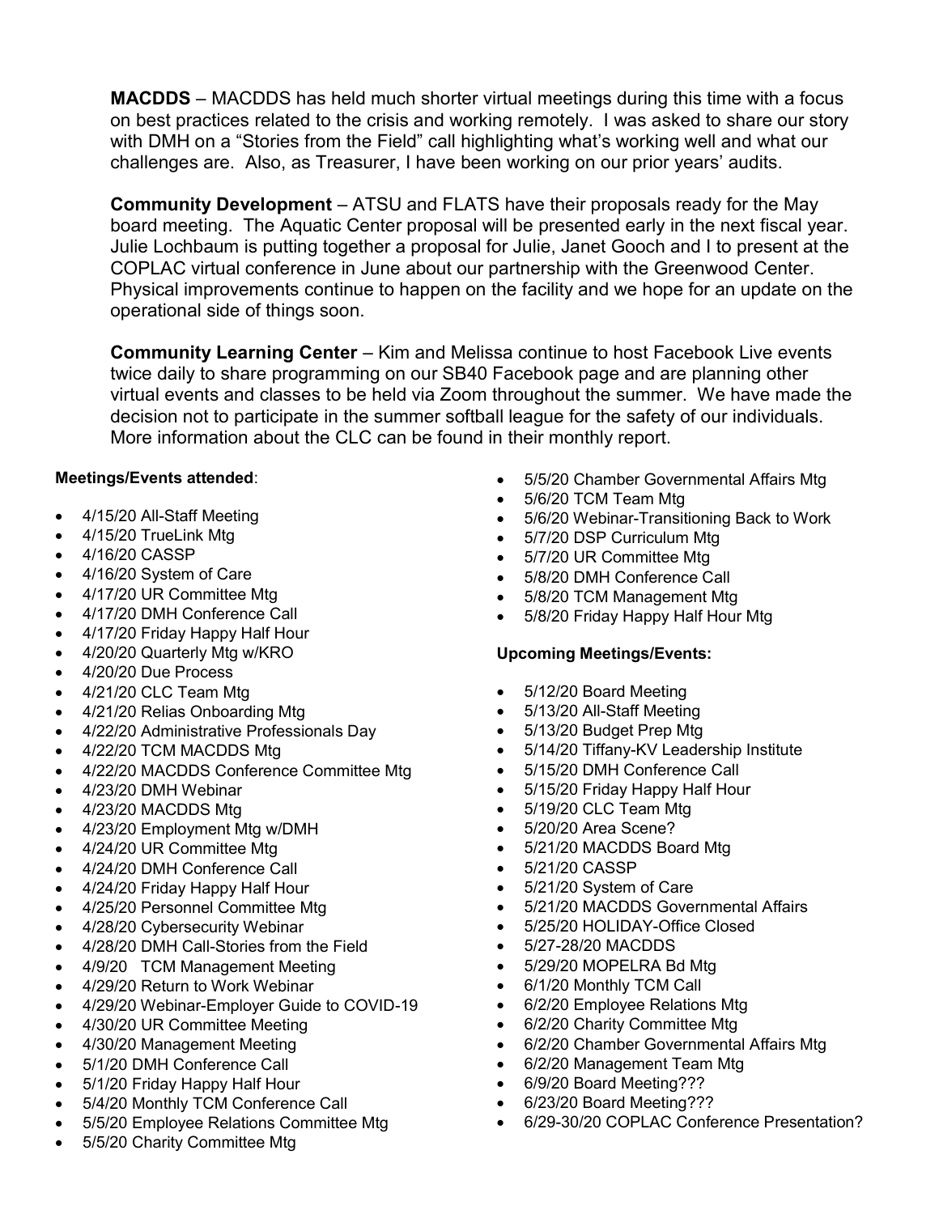**MACDDS** – MACDDS has held much shorter virtual meetings during this time with a focus on best practices related to the crisis and working remotely. I was asked to share our story with DMH on a "Stories from the Field" call highlighting what's working well and what our challenges are. Also, as Treasurer, I have been working on our prior years' audits.

**Community Development** – ATSU and FLATS have their proposals ready for the May board meeting. The Aquatic Center proposal will be presented early in the next fiscal year. Julie Lochbaum is putting together a proposal for Julie, Janet Gooch and I to present at the COPLAC virtual conference in June about our partnership with the Greenwood Center. Physical improvements continue to happen on the facility and we hope for an update on the operational side of things soon.

**Community Learning Center** – Kim and Melissa continue to host Facebook Live events twice daily to share programming on our SB40 Facebook page and are planning other virtual events and classes to be held via Zoom throughout the summer. We have made the decision not to participate in the summer softball league for the safety of our individuals. More information about the CLC can be found in their monthly report.

**Meetings/Events attended**:

- 4/15/20 All-Staff Meeting
- 4/15/20 TrueLink Mtg
- 4/16/20 CASSP
- 4/16/20 System of Care
- 4/17/20 UR Committee Mtg
- 4/17/20 DMH Conference Call
- 4/17/20 Friday Happy Half Hour
- 4/20/20 Quarterly Mtg w/KRO
- 4/20/20 Due Process
- 4/21/20 CLC Team Mtg
- 4/21/20 Relias Onboarding Mtg
- 4/22/20 Administrative Professionals Day
- 4/22/20 TCM MACDDS Mtg
- 4/22/20 MACDDS Conference Committee Mtg
- 4/23/20 DMH Webinar
- 4/23/20 MACDDS Mtg
- 4/23/20 Employment Mtg w/DMH
- 4/24/20 UR Committee Mtg
- 4/24/20 DMH Conference Call
- 4/24/20 Friday Happy Half Hour
- 4/25/20 Personnel Committee Mtg
- 4/28/20 Cybersecurity Webinar
- 4/28/20 DMH Call-Stories from the Field
- 4/9/20 TCM Management Meeting
- 4/29/20 Return to Work Webinar
- 4/29/20 Webinar-Employer Guide to COVID-19
- 4/30/20 UR Committee Meeting
- 4/30/20 Management Meeting
- 5/1/20 DMH Conference Call
- 5/1/20 Friday Happy Half Hour
- 5/4/20 Monthly TCM Conference Call
- 5/5/20 Employee Relations Committee Mtg
- 5/5/20 Charity Committee Mtg
- 5/5/20 Chamber Governmental Affairs Mtg
- 5/6/20 TCM Team Mtg
- 5/6/20 Webinar-Transitioning Back to Work
- 5/7/20 DSP Curriculum Mtg
- 5/7/20 UR Committee Mtg
- 5/8/20 DMH Conference Call
- 5/8/20 TCM Management Mtg
- 5/8/20 Friday Happy Half Hour Mtg

**Upcoming Meetings/Events:**

- 5/12/20 Board Meeting
- 5/13/20 All-Staff Meeting
- 5/13/20 Budget Prep Mtg
- 5/14/20 Tiffany-KV Leadership Institute
- 5/15/20 DMH Conference Call
- 5/15/20 Friday Happy Half Hour
- 5/19/20 CLC Team Mtg
- 5/20/20 Area Scene?
- 5/21/20 MACDDS Board Mtg
- 5/21/20 CASSP
- 5/21/20 System of Care
- 5/21/20 MACDDS Governmental Affairs
- 5/25/20 HOLIDAY-Office Closed
- 5/27-28/20 MACDDS
- 5/29/20 MOPELRA Bd Mtg
- 6/1/20 Monthly TCM Call
- 6/2/20 Employee Relations Mtg
- 6/2/20 Charity Committee Mtg
- 6/2/20 Chamber Governmental Affairs Mtg
- 6/2/20 Management Team Mtg
- 6/9/20 Board Meeting???
- 6/23/20 Board Meeting???
- 6/29-30/20 COPLAC Conference Presentation?